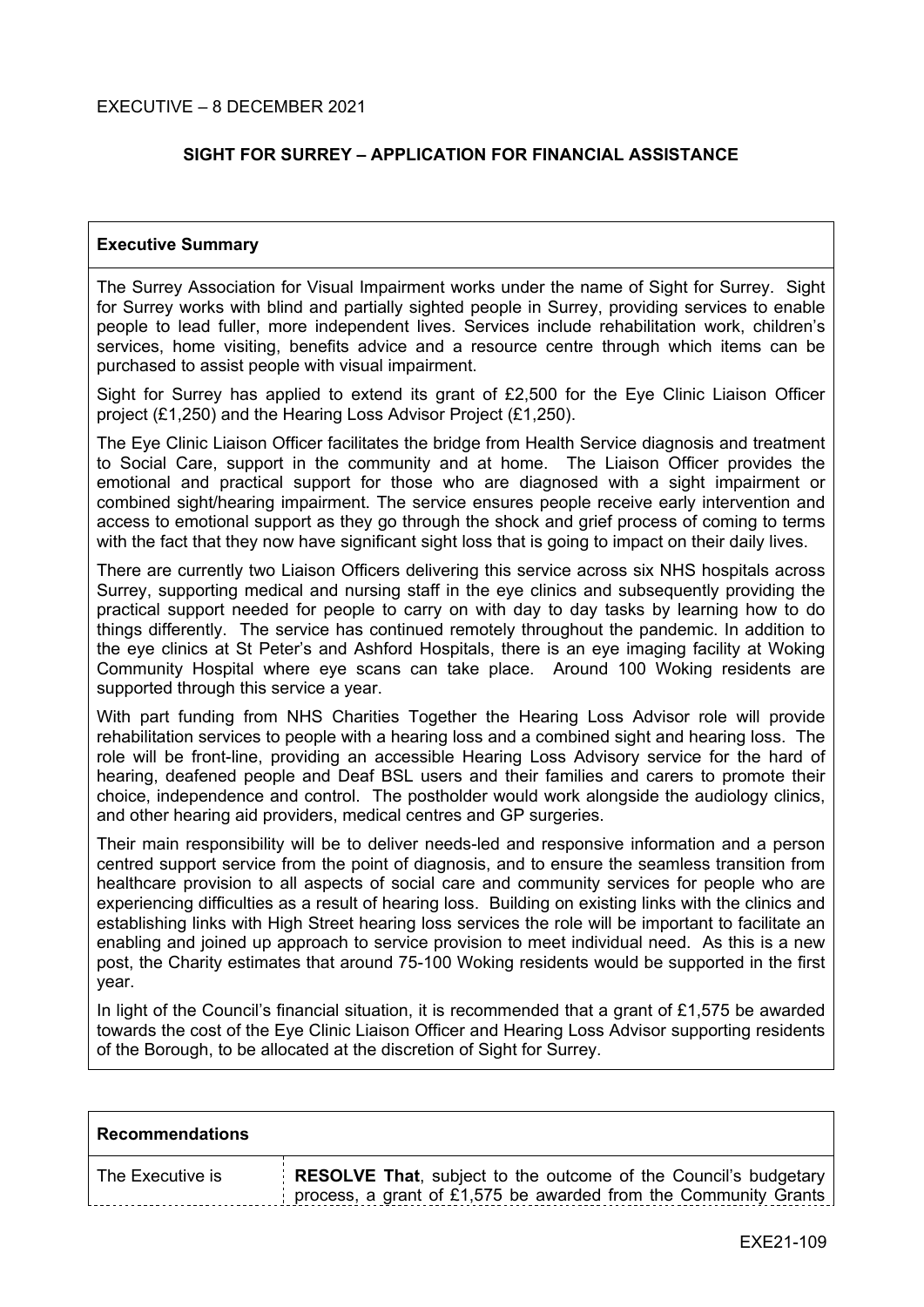EXECUTIVE – 8 DECEMBER 2021

## SIGHT FOR SURREY – APPLICATION FOR FINANCIAL ASSISTANCE

### Executive Summary

The Surrey Association for Visual Impairment works under the name of Sight for Surrey. Sight for Surrey works with blind and partially sighted people in Surrey, providing services to enable people to lead fuller, more independent lives. Services include rehabilitation work, children's services, home visiting, benefits advice and a resource centre through which items can be purchased to assist people with visual impairment.

Sight for Surrey has applied to extend its grant of £2,500 for the Eye Clinic Liaison Officer project (£1,250) and the Hearing Loss Advisor Project (£1,250).

The Eye Clinic Liaison Officer facilitates the bridge from Health Service diagnosis and treatment to Social Care, support in the community and at home. The Liaison Officer provides the emotional and practical support for those who are diagnosed with a sight impairment or combined sight/hearing impairment. The service ensures people receive early intervention and access to emotional support as they go through the shock and grief process of coming to terms with the fact that they now have significant sight loss that is going to impact on their daily lives.

There are currently two Liaison Officers delivering this service across six NHS hospitals across Surrey, supporting medical and nursing staff in the eye clinics and subsequently providing the practical support needed for people to carry on with day to day tasks by learning how to do things differently. The service has continued remotely throughout the pandemic. In addition to the eye clinics at St Peter's and Ashford Hospitals, there is an eye imaging facility at Woking Community Hospital where eye scans can take place. Around 100 Woking residents are supported through this service a year.

With part funding from NHS Charities Together the Hearing Loss Advisor role will provide rehabilitation services to people with a hearing loss and a combined sight and hearing loss. The role will be front-line, providing an accessible Hearing Loss Advisory service for the hard of hearing, deafened people and Deaf BSL users and their families and carers to promote their choice, independence and control. The postholder would work alongside the audiology clinics, and other hearing aid providers, medical centres and GP surgeries.

Their main responsibility will be to deliver needs-led and responsive information and a person centred support service from the point of diagnosis, and to ensure the seamless transition from healthcare provision to all aspects of social care and community services for people who are experiencing difficulties as a result of hearing loss. Building on existing links with the clinics and establishing links with High Street hearing loss services the role will be important to facilitate an enabling and joined up approach to service provision to meet individual need. As this is a new post, the Charity estimates that around 75-100 Woking residents would be supported in the first year.

In light of the Council's financial situation, it is recommended that a grant of £1,575 be awarded towards the cost of the Eye Clinic Liaison Officer and Hearing Loss Advisor supporting residents of the Borough, to be allocated at the discretion of Sight for Surrey.

### Recommendations

| | |
|---|---|
| The Executive is | **RESOLVE That**, subject to the outcome of the Council's budgetary process, a grant of £1,575 be awarded from the Community Grants |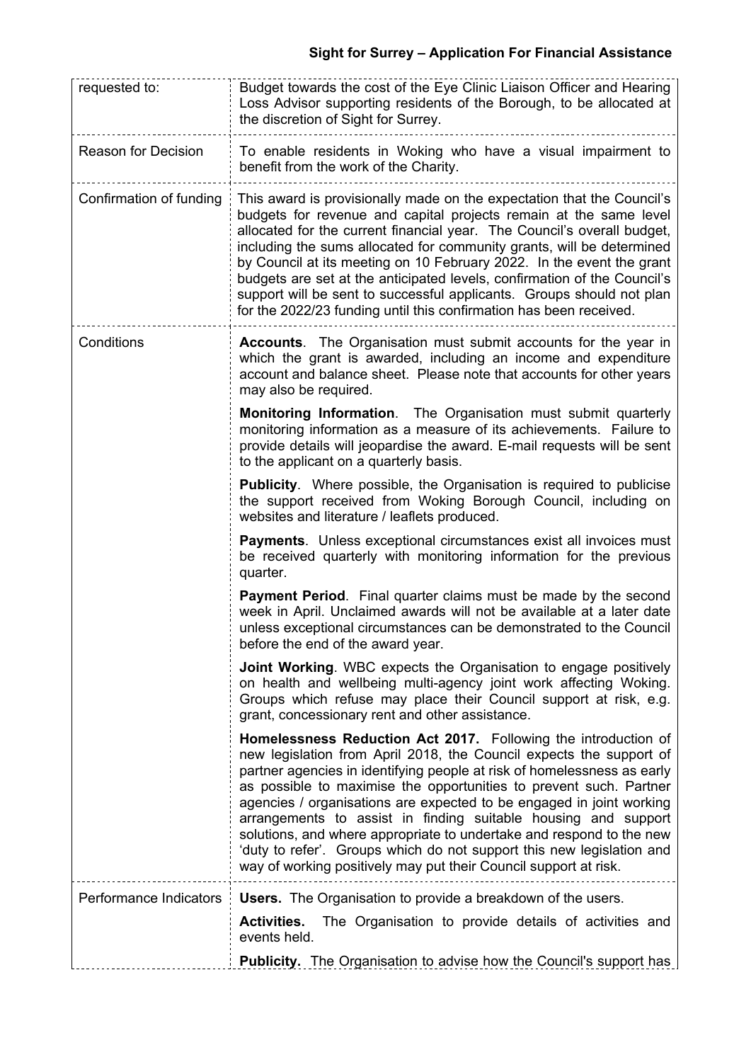| | |
|---|---|
| requested to: | Budget towards the cost of the Eye Clinic Liaison Officer and Hearing Loss Advisor supporting residents of the Borough, to be allocated at the discretion of Sight for Surrey. |
| Reason for Decision | To enable residents in Woking who have a visual impairment to benefit from the work of the Charity. |
| Confirmation of funding | This award is provisionally made on the expectation that the Council's budgets for revenue and capital projects remain at the same level allocated for the current financial year. The Council's overall budget, including the sums allocated for community grants, will be determined by Council at its meeting on 10 February 2022. In the event the grant budgets are set at the anticipated levels, confirmation of the Council's support will be sent to successful applicants. Groups should not plan for the 2022/23 funding until this confirmation has been received. |
| Conditions | **Accounts**. The Organisation must submit accounts for the year in which the grant is awarded, including an income and expenditure account and balance sheet. Please note that accounts for other years may also be required.<br><br>**Monitoring Information**. The Organisation must submit quarterly monitoring information as a measure of its achievements. Failure to provide details will jeopardise the award. E-mail requests will be sent to the applicant on a quarterly basis.<br><br>**Publicity**. Where possible, the Organisation is required to publicise the support received from Woking Borough Council, including on websites and literature / leaflets produced.<br><br>**Payments**. Unless exceptional circumstances exist all invoices must be received quarterly with monitoring information for the previous quarter.<br><br>**Payment Period**. Final quarter claims must be made by the second week in April. Unclaimed awards will not be available at a later date unless exceptional circumstances can be demonstrated to the Council before the end of the award year.<br><br>**Joint Working**. WBC expects the Organisation to engage positively on health and wellbeing multi-agency joint work affecting Woking. Groups which refuse may place their Council support at risk, e.g. grant, concessionary rent and other assistance.<br><br>**Homelessness Reduction Act 2017.** Following the introduction of new legislation from April 2018, the Council expects the support of partner agencies in identifying people at risk of homelessness as early as possible to maximise the opportunities to prevent such. Partner agencies / organisations are expected to be engaged in joint working arrangements to assist in finding suitable housing and support solutions, and where appropriate to undertake and respond to the new 'duty to refer'. Groups which do not support this new legislation and way of working positively may put their Council support at risk. |
| Performance Indicators | **Users.** The Organisation to provide a breakdown of the users.<br><br>**Activities.** The Organisation to provide details of activities and events held.<br><br>**Publicity.** The Organisation to advise how the Council's support has |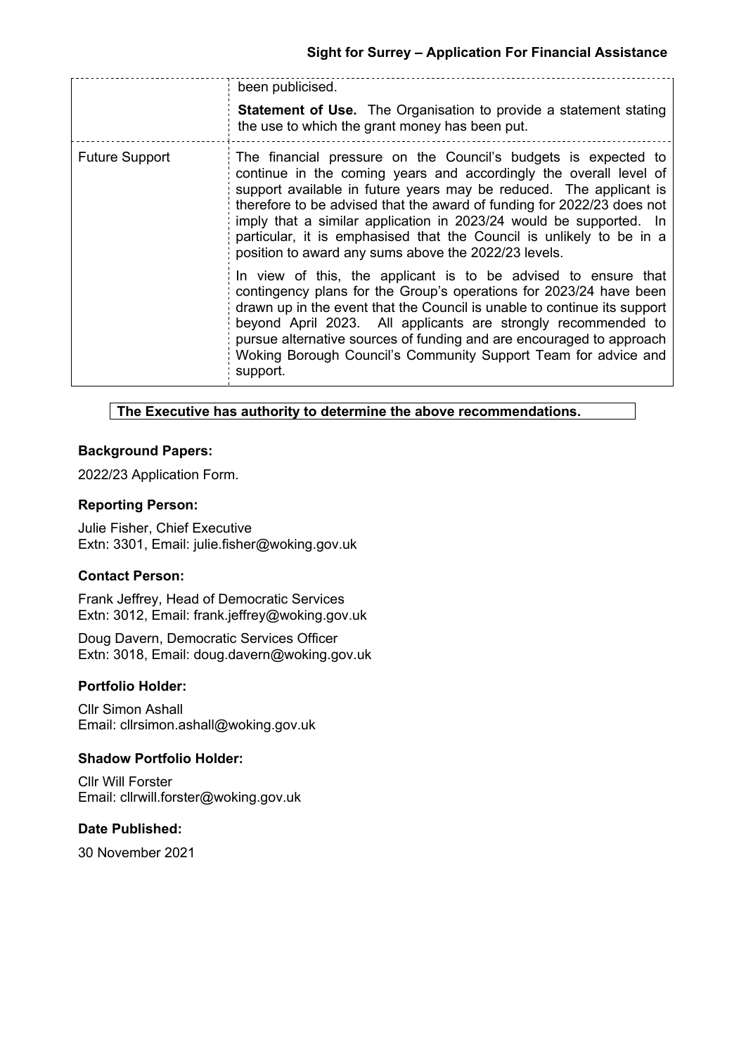| | |
|---|---|
| | been publicised.<br><br>**Statement of Use.** The Organisation to provide a statement stating the use to which the grant money has been put. |
| Future Support | The financial pressure on the Council's budgets is expected to continue in the coming years and accordingly the overall level of support available in future years may be reduced. The applicant is therefore to be advised that the award of funding for 2022/23 does not imply that a similar application in 2023/24 would be supported. In particular, it is emphasised that the Council is unlikely to be in a position to award any sums above the 2022/23 levels.<br><br>In view of this, the applicant is to be advised to ensure that contingency plans for the Group's operations for 2023/24 have been drawn up in the event that the Council is unable to continue its support beyond April 2023. All applicants are strongly recommended to pursue alternative sources of funding and are encouraged to approach Woking Borough Council's Community Support Team for advice and support. |

**The Executive has authority to determine the above recommendations.**

### Background Papers:

2022/23 Application Form.

### Reporting Person:

Julie Fisher, Chief Executive
Extn: 3301, Email: julie.fisher@woking.gov.uk

### Contact Person:

Frank Jeffrey, Head of Democratic Services
Extn: 3012, Email: frank.jeffrey@woking.gov.uk

Doug Davern, Democratic Services Officer
Extn: 3018, Email: doug.davern@woking.gov.uk

### Portfolio Holder:

Cllr Simon Ashall
Email: cllrsimon.ashall@woking.gov.uk

### Shadow Portfolio Holder:

Cllr Will Forster
Email: cllrwill.forster@woking.gov.uk

### Date Published:

30 November 2021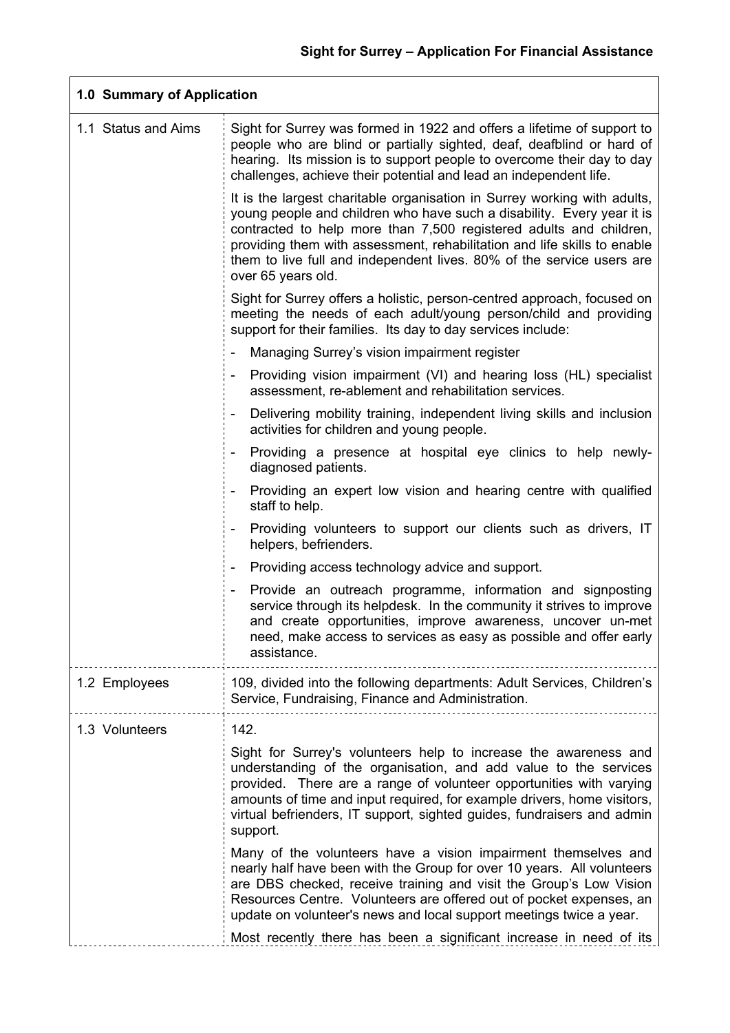**Sight for Surrey – Application For Financial Assistance**

| **1.0 Summary of Application** | |
|---|---|
| 1.1 Status and Aims | Sight for Surrey was formed in 1922 and offers a lifetime of support to people who are blind or partially sighted, deaf, deafblind or hard of hearing. Its mission is to support people to overcome their day to day challenges, achieve their potential and lead an independent life.<br><br>It is the largest charitable organisation in Surrey working with adults, young people and children who have such a disability. Every year it is contracted to help more than 7,500 registered adults and children, providing them with assessment, rehabilitation and life skills to enable them to live full and independent lives. 80% of the service users are over 65 years old.<br><br>Sight for Surrey offers a holistic, person-centred approach, focused on meeting the needs of each adult/young person/child and providing support for their families. Its day to day services include:<br>- Managing Surrey's vision impairment register<br>- Providing vision impairment (VI) and hearing loss (HL) specialist assessment, re-ablement and rehabilitation services.<br>- Delivering mobility training, independent living skills and inclusion activities for children and young people.<br>- Providing a presence at hospital eye clinics to help newly-diagnosed patients.<br>- Providing an expert low vision and hearing centre with qualified staff to help.<br>- Providing volunteers to support our clients such as drivers, IT helpers, befrienders.<br>- Providing access technology advice and support.<br>- Provide an outreach programme, information and signposting service through its helpdesk. In the community it strives to improve and create opportunities, improve awareness, uncover un-met need, make access to services as easy as possible and offer early assistance. |
| 1.2 Employees | 109, divided into the following departments: Adult Services, Children's Service, Fundraising, Finance and Administration. |
| 1.3 Volunteers | 142.<br><br>Sight for Surrey's volunteers help to increase the awareness and understanding of the organisation, and add value to the services provided. There are a range of volunteer opportunities with varying amounts of time and input required, for example drivers, home visitors, virtual befrienders, IT support, sighted guides, fundraisers and admin support.<br><br>Many of the volunteers have a vision impairment themselves and nearly half have been with the Group for over 10 years. All volunteers are DBS checked, receive training and visit the Group's Low Vision Resources Centre. Volunteers are offered out of pocket expenses, an update on volunteer's news and local support meetings twice a year.<br><br>Most recently there has been a significant increase in need of its |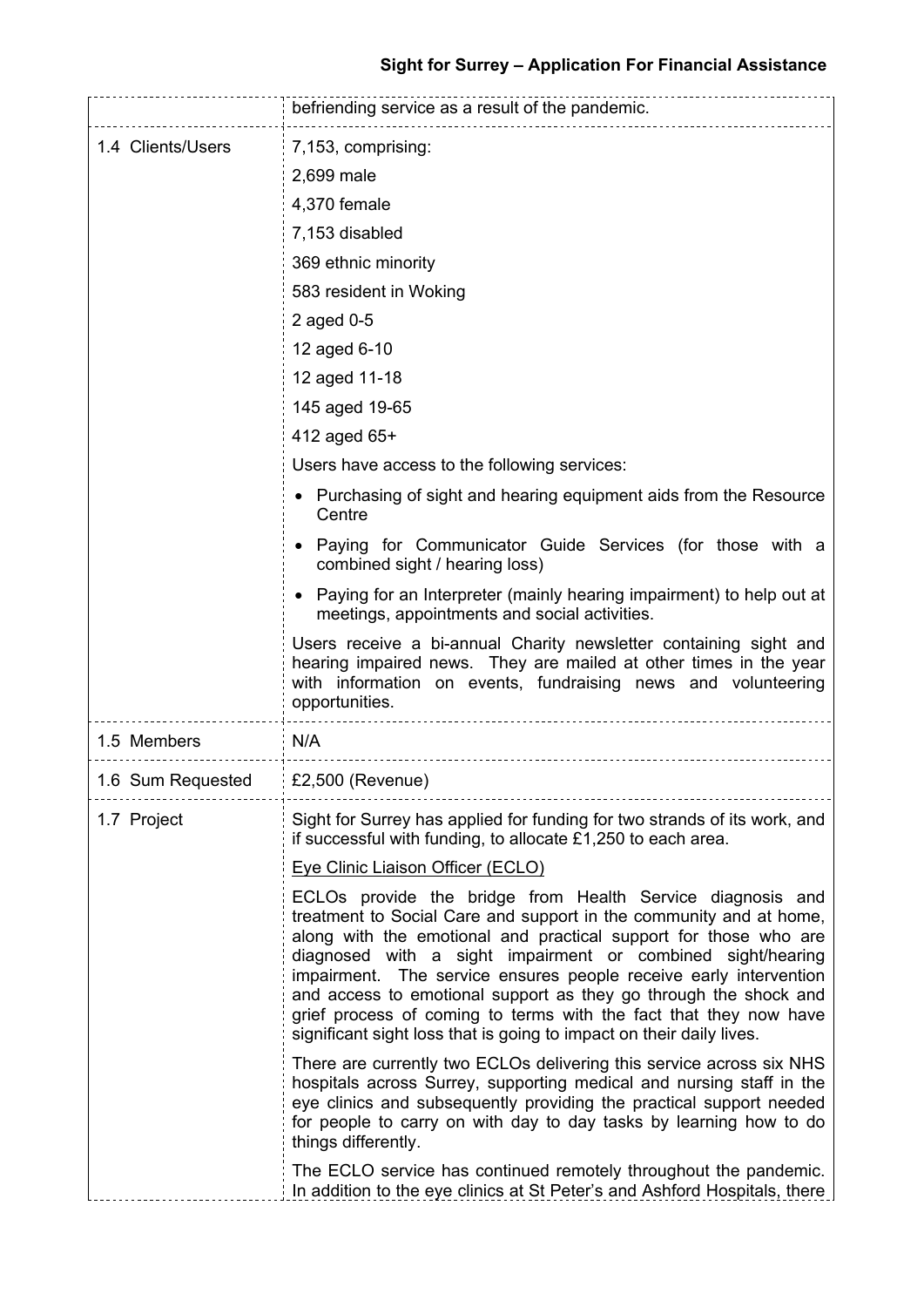| | |
|---|---|
| | befriending service as a result of the pandemic. |
| 1.4 Clients/Users | 7,153, comprising:<br>2,699 male<br>4,370 female<br>7,153 disabled<br>369 ethnic minority<br>583 resident in Woking<br>2 aged 0-5<br>12 aged 6-10<br>12 aged 11-18<br>145 aged 19-65<br>412 aged 65+<br>Users have access to the following services:<br>• Purchasing of sight and hearing equipment aids from the Resource Centre<br>• Paying for Communicator Guide Services (for those with a combined sight / hearing loss)<br>• Paying for an Interpreter (mainly hearing impairment) to help out at meetings, appointments and social activities.<br>Users receive a bi-annual Charity newsletter containing sight and hearing impaired news. They are mailed at other times in the year with information on events, fundraising news and volunteering opportunities. |
| 1.5 Members | N/A |
| 1.6 Sum Requested | £2,500 (Revenue) |
| 1.7 Project | Sight for Surrey has applied for funding for two strands of its work, and if successful with funding, to allocate £1,250 to each area.<br><u>Eye Clinic Liaison Officer (ECLO)</u><br>ECLOs provide the bridge from Health Service diagnosis and treatment to Social Care and support in the community and at home, along with the emotional and practical support for those who are diagnosed with a sight impairment or combined sight/hearing impairment. The service ensures people receive early intervention and access to emotional support as they go through the shock and grief process of coming to terms with the fact that they now have significant sight loss that is going to impact on their daily lives.<br>There are currently two ECLOs delivering this service across six NHS hospitals across Surrey, supporting medical and nursing staff in the eye clinics and subsequently providing the practical support needed for people to carry on with day to day tasks by learning how to do things differently.<br>The ECLO service has continued remotely throughout the pandemic. In addition to the eye clinics at St Peter's and Ashford Hospitals, there |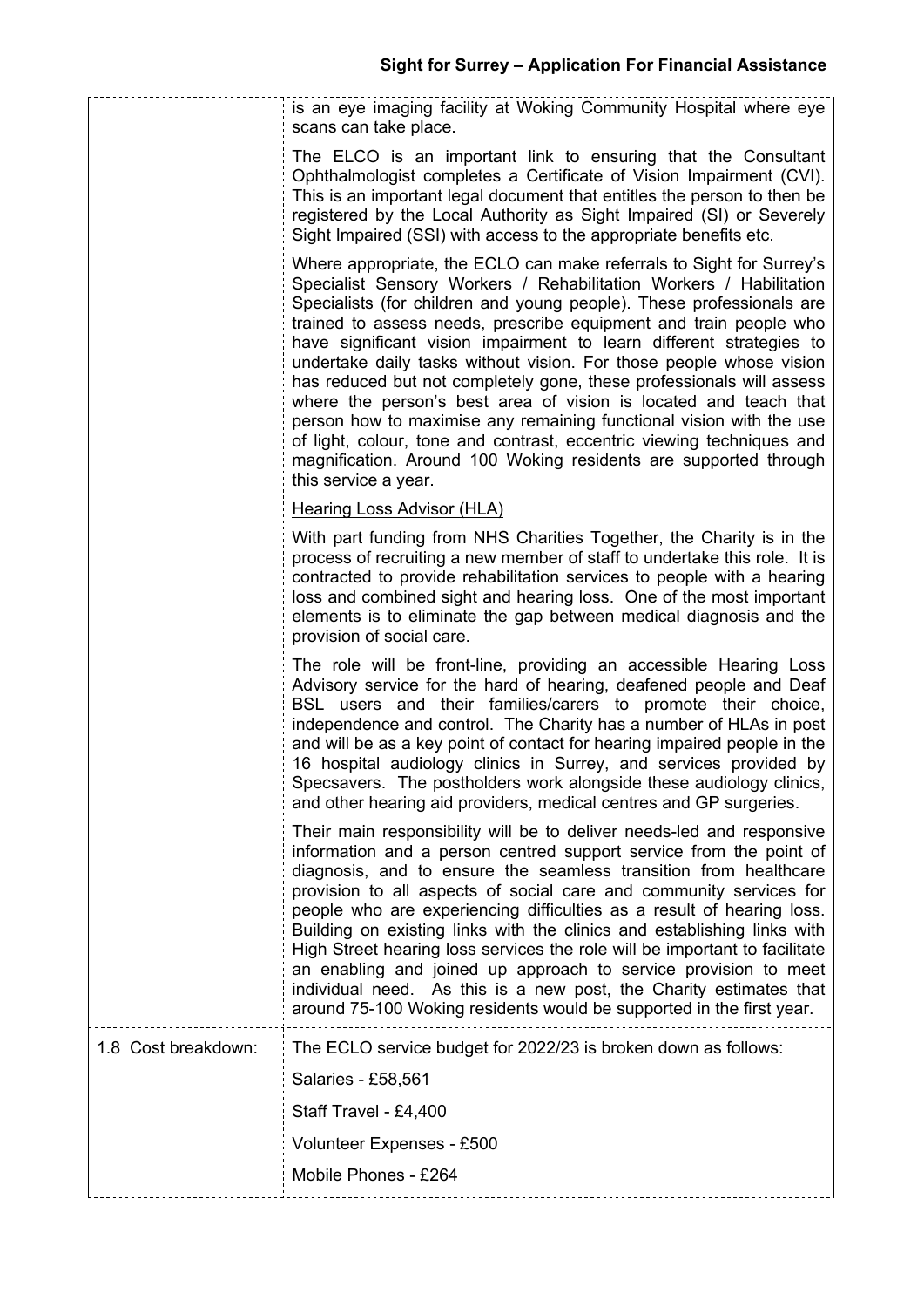| | |
|---|---|
| | is an eye imaging facility at Woking Community Hospital where eye scans can take place.<br><br>The ELCO is an important link to ensuring that the Consultant Ophthalmologist completes a Certificate of Vision Impairment (CVI). This is an important legal document that entitles the person to then be registered by the Local Authority as Sight Impaired (SI) or Severely Sight Impaired (SSI) with access to the appropriate benefits etc.<br><br>Where appropriate, the ECLO can make referrals to Sight for Surrey's Specialist Sensory Workers / Rehabilitation Workers / Habilitation Specialists (for children and young people). These professionals are trained to assess needs, prescribe equipment and train people who have significant vision impairment to learn different strategies to undertake daily tasks without vision. For those people whose vision has reduced but not completely gone, these professionals will assess where the person's best area of vision is located and teach that person how to maximise any remaining functional vision with the use of light, colour, tone and contrast, eccentric viewing techniques and magnification. Around 100 Woking residents are supported through this service a year.<br><br><u>Hearing Loss Advisor (HLA)</u><br><br>With part funding from NHS Charities Together, the Charity is in the process of recruiting a new member of staff to undertake this role. It is contracted to provide rehabilitation services to people with a hearing loss and combined sight and hearing loss. One of the most important elements is to eliminate the gap between medical diagnosis and the provision of social care.<br><br>The role will be front-line, providing an accessible Hearing Loss Advisory service for the hard of hearing, deafened people and Deaf BSL users and their families/carers to promote their choice, independence and control. The Charity has a number of HLAs in post and will be as a key point of contact for hearing impaired people in the 16 hospital audiology clinics in Surrey, and services provided by Specsavers. The postholders work alongside these audiology clinics, and other hearing aid providers, medical centres and GP surgeries.<br><br>Their main responsibility will be to deliver needs-led and responsive information and a person centred support service from the point of diagnosis, and to ensure the seamless transition from healthcare provision to all aspects of social care and community services for people who are experiencing difficulties as a result of hearing loss. Building on existing links with the clinics and establishing links with High Street hearing loss services the role will be important to facilitate an enabling and joined up approach to service provision to meet individual need. As this is a new post, the Charity estimates that around 75-100 Woking residents would be supported in the first year. |
| 1.8 Cost breakdown: | The ECLO service budget for 2022/23 is broken down as follows:<br><br>Salaries - £58,561<br><br>Staff Travel - £4,400<br><br>Volunteer Expenses - £500<br><br>Mobile Phones - £264 |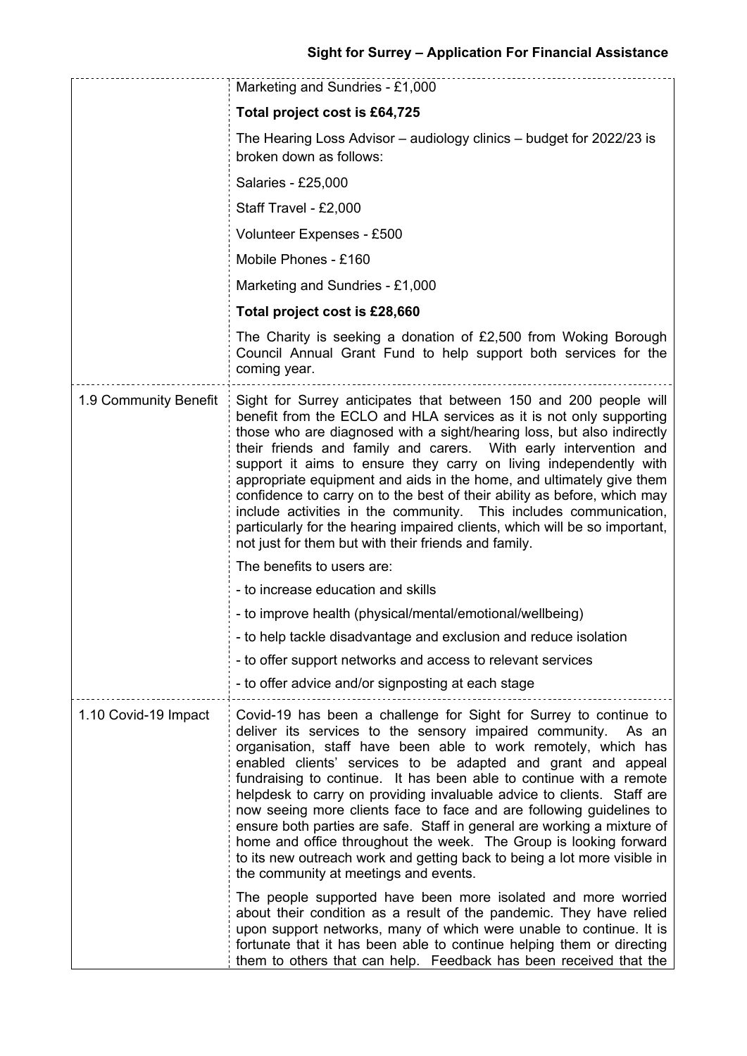| | |
|---|---|
| | Marketing and Sundries - £1,000<br><br>**Total project cost is £64,725**<br><br>The Hearing Loss Advisor – audiology clinics – budget for 2022/23 is broken down as follows:<br><br>Salaries - £25,000<br><br>Staff Travel - £2,000<br><br>Volunteer Expenses - £500<br><br>Mobile Phones - £160<br><br>Marketing and Sundries - £1,000<br><br>**Total project cost is £28,660**<br><br>The Charity is seeking a donation of £2,500 from Woking Borough Council Annual Grant Fund to help support both services for the coming year. |
| 1.9 Community Benefit | Sight for Surrey anticipates that between 150 and 200 people will benefit from the ECLO and HLA services as it is not only supporting those who are diagnosed with a sight/hearing loss, but also indirectly their friends and family and carers. With early intervention and support it aims to ensure they carry on living independently with appropriate equipment and aids in the home, and ultimately give them confidence to carry on to the best of their ability as before, which may include activities in the community. This includes communication, particularly for the hearing impaired clients, which will be so important, not just for them but with their friends and family.<br><br>The benefits to users are:<br><br>- to increase education and skills<br><br>- to improve health (physical/mental/emotional/wellbeing)<br><br>- to help tackle disadvantage and exclusion and reduce isolation<br><br>- to offer support networks and access to relevant services<br><br>- to offer advice and/or signposting at each stage |
| 1.10 Covid-19 Impact | Covid-19 has been a challenge for Sight for Surrey to continue to deliver its services to the sensory impaired community. As an organisation, staff have been able to work remotely, which has enabled clients' services to be adapted and grant and appeal fundraising to continue. It has been able to continue with a remote helpdesk to carry on providing invaluable advice to clients. Staff are now seeing more clients face to face and are following guidelines to ensure both parties are safe. Staff in general are working a mixture of home and office throughout the week. The Group is looking forward to its new outreach work and getting back to being a lot more visible in the community at meetings and events.<br><br>The people supported have been more isolated and more worried about their condition as a result of the pandemic. They have relied upon support networks, many of which were unable to continue. It is fortunate that it has been able to continue helping them or directing them to others that can help. Feedback has been received that the |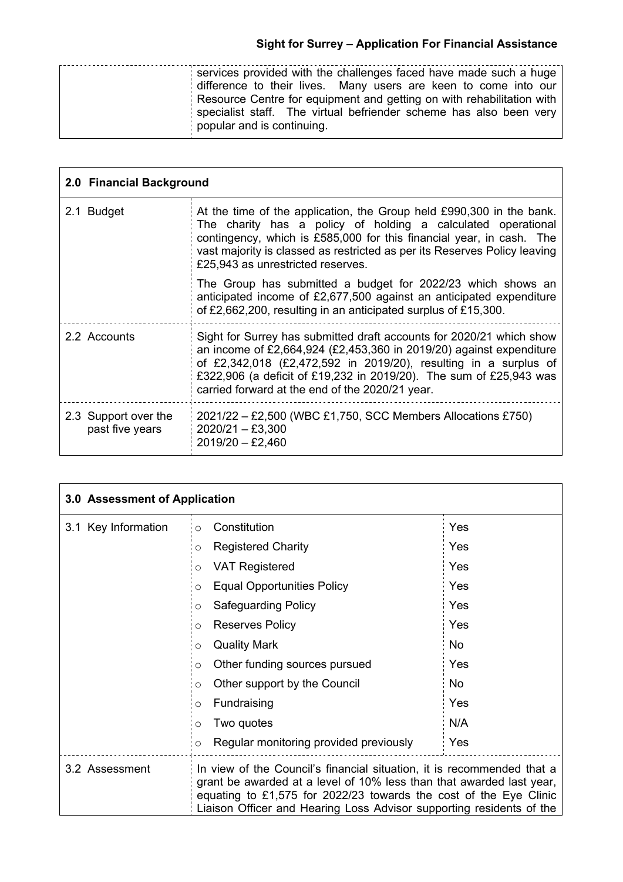| | |
|---|---|
| | services provided with the challenges faced have made such a huge difference to their lives. Many users are keen to come into our Resource Centre for equipment and getting on with rehabilitation with specialist staff. The virtual befriender scheme has also been very popular and is continuing. |

| **2.0 Financial Background** | |
|---|---|
| 2.1 Budget | At the time of the application, the Group held £990,300 in the bank. The charity has a policy of holding a calculated operational contingency, which is £585,000 for this financial year, in cash. The vast majority is classed as restricted as per its Reserves Policy leaving £25,943 as unrestricted reserves.<br><br>The Group has submitted a budget for 2022/23 which shows an anticipated income of £2,677,500 against an anticipated expenditure of £2,662,200, resulting in an anticipated surplus of £15,300. |
| 2.2 Accounts | Sight for Surrey has submitted draft accounts for 2020/21 which show an income of £2,664,924 (£2,453,360 in 2019/20) against expenditure of £2,342,018 (£2,472,592 in 2019/20), resulting in a surplus of £322,906 (a deficit of £19,232 in 2019/20). The sum of £25,943 was carried forward at the end of the 2020/21 year. |
| 2.3 Support over the past five years | 2021/22 – £2,500 (WBC £1,750, SCC Members Allocations £750)<br>2020/21 – £3,300<br>2019/20 – £2,460 |

| **3.0 Assessment of Application** | | |
|---|---|---|
| 3.1 Key Information | Constitution | Yes |
| | Registered Charity | Yes |
| | VAT Registered | Yes |
| | Equal Opportunities Policy | Yes |
| | Safeguarding Policy | Yes |
| | Reserves Policy | Yes |
| | Quality Mark | No |
| | Other funding sources pursued | Yes |
| | Other support by the Council | No |
| | Fundraising | Yes |
| | Two quotes | N/A |
| | Regular monitoring provided previously | Yes |
| 3.2 Assessment | In view of the Council's financial situation, it is recommended that a grant be awarded at a level of 10% less than that awarded last year, equating to £1,575 for 2022/23 towards the cost of the Eye Clinic Liaison Officer and Hearing Loss Advisor supporting residents of the | |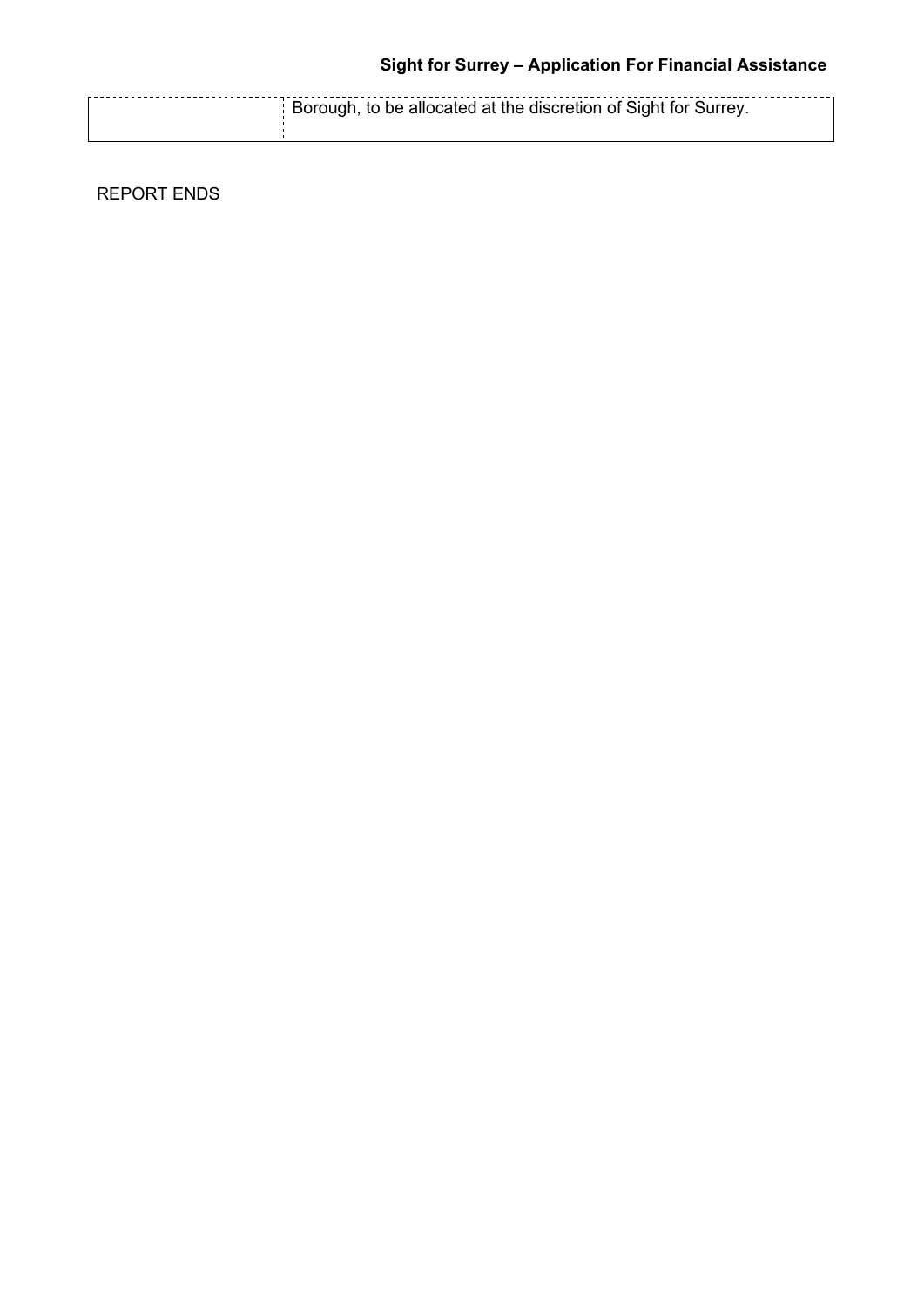| | |
|---|---|
| | Borough, to be allocated at the discretion of Sight for Surrey. |

REPORT ENDS